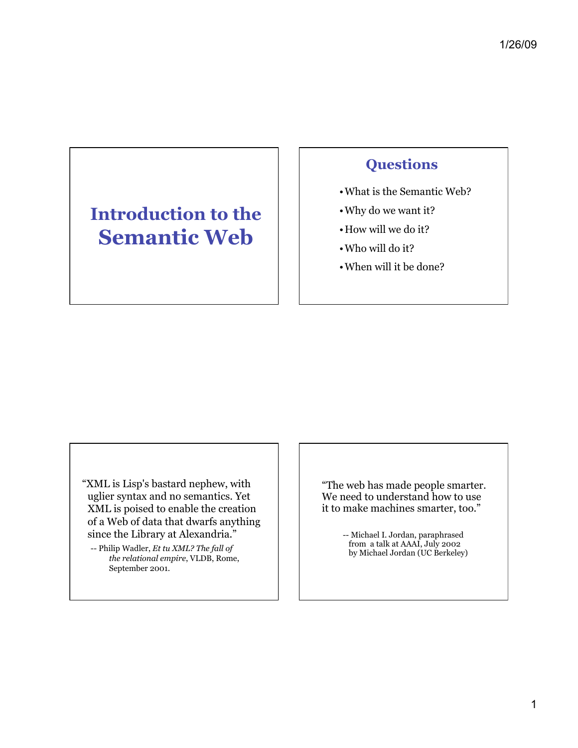# Introduction to the Semantic Web

## Questions

- What is the Semantic Web?
- Why do we want it?
- How will we do it?
- Who will do it?
- When will it be done?

"XML is Lisp's bastard nephew, with uglier syntax and no semantics. Yet XML is poised to enable the creation of a Web of data that dwarfs anything since the Library at Alexandria."

-- Philip Wadler, *Et tu XML? The fall of the relational empire*, VLDB, Rome, September 2001.

"The web has made people smarter. We need to understand how to use it to make machines smarter, too."

-- Michael I. Jordan, paraphrased from a talk at AAAI, July 2002 by Michael Jordan (UC Berkeley)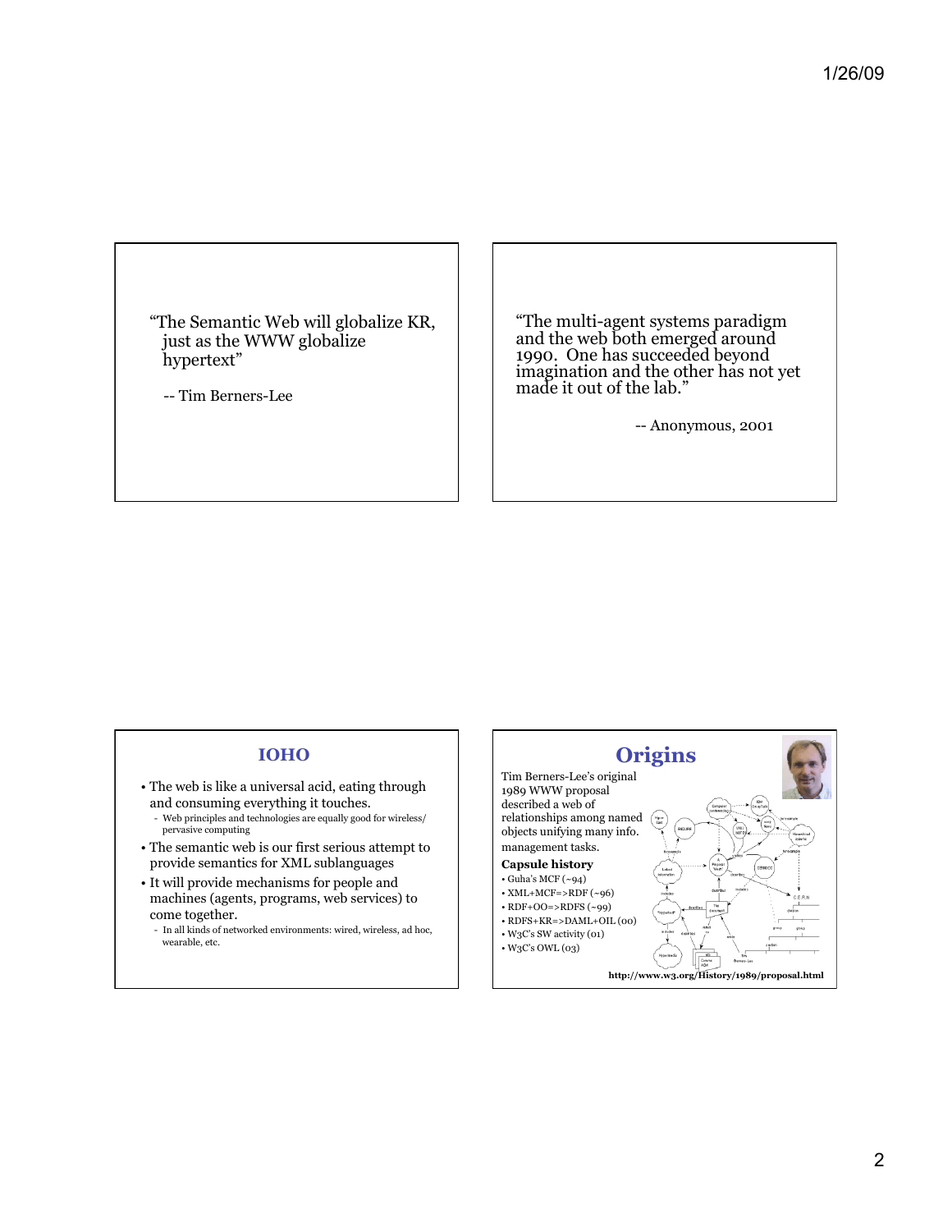"The Semantic Web will globalize KR, just as the WWW globalize hypertext"

-- Tim Berners-Lee

"The multi-agent systems paradigm and the web both emerged around 1990. One has succeeded beyond imagination and the other has not yet made it out of the lab."

-- Anonymous, 2001

## IOHO

- The web is like a universal acid, eating through and consuming everything it touches.
  - Web principles and technologies are equally good for wireless/ pervasive computing
- The semantic web is our first serious attempt to provide semantics for XML sublanguages
- It will provide mechanisms for people and machines (agents, programs, web services) to come together.
  - In all kinds of networked environments: wired, wireless, ad hoc, wearable, etc.

## Origins

Tim Berners-Lee's original 1989 WWW proposal described a web of relationships among named objects unifying many info. management tasks.

**Capsule history**

- Guha's MCF (~94)
- XML+MCF=>RDF (~96)
- RDF+OO=>RDFS (~99)
- RDFS+KR=>DAML+OIL (00)
- W3C's SW activity (01)
- W3C's OWL (03)

**http://www.w3.org/History/1989/proposal.html**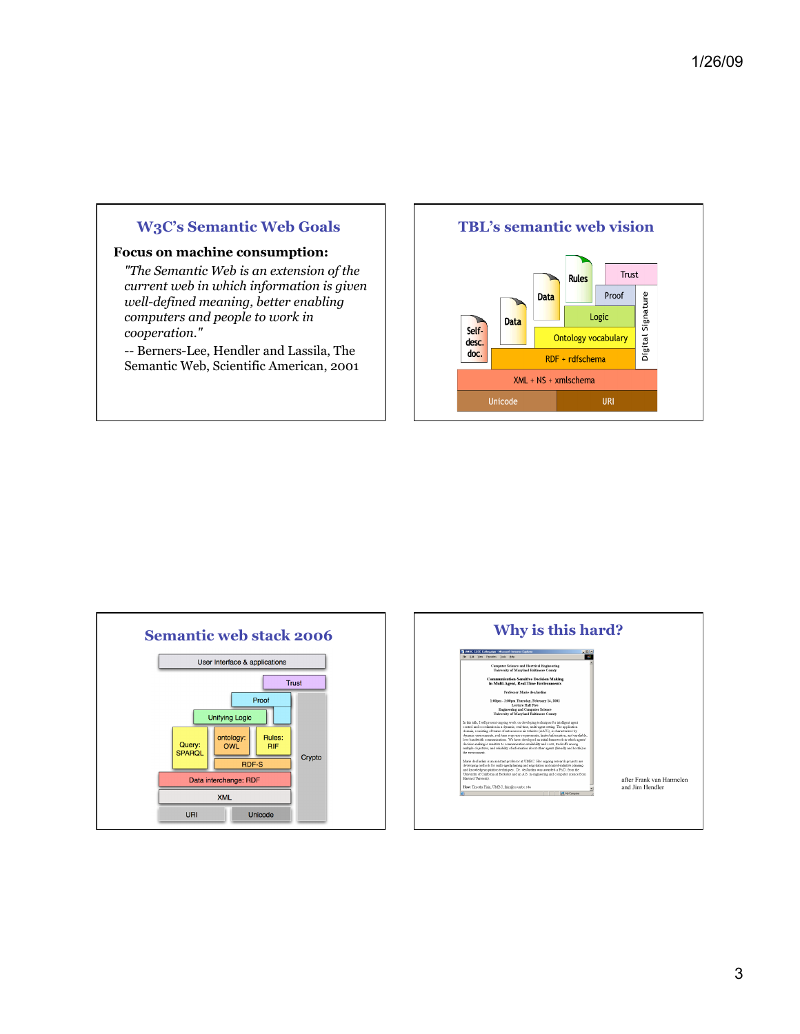## W3C's Semantic Web Goals

**Focus on machine consumption:**

*"The Semantic Web is an extension of the current web in which information is given well-defined meaning, better enabling computers and people to work in cooperation."*

-- Berners-Lee, Hendler and Lassila, The Semantic Web, Scientific American, 2001

## TBL's semantic web vision

Trust
Rules
Proof
Data
Logic
Data
Digital Signature
Self-desc. doc.
Ontology vocabulary
RDF + rdfschema
XML + NS + xmlschema
Unicode
URI

## Semantic web stack 2006

User interface & applications
Trust
Proof
Unifying Logic
Query: SPARQL
ontology: OWL
Rules: RIF
Crypto
RDF-S
Data interchange: RDF
XML
URI
Unicode

## Why is this hard?

after Frank van Harmelen and Jim Hendler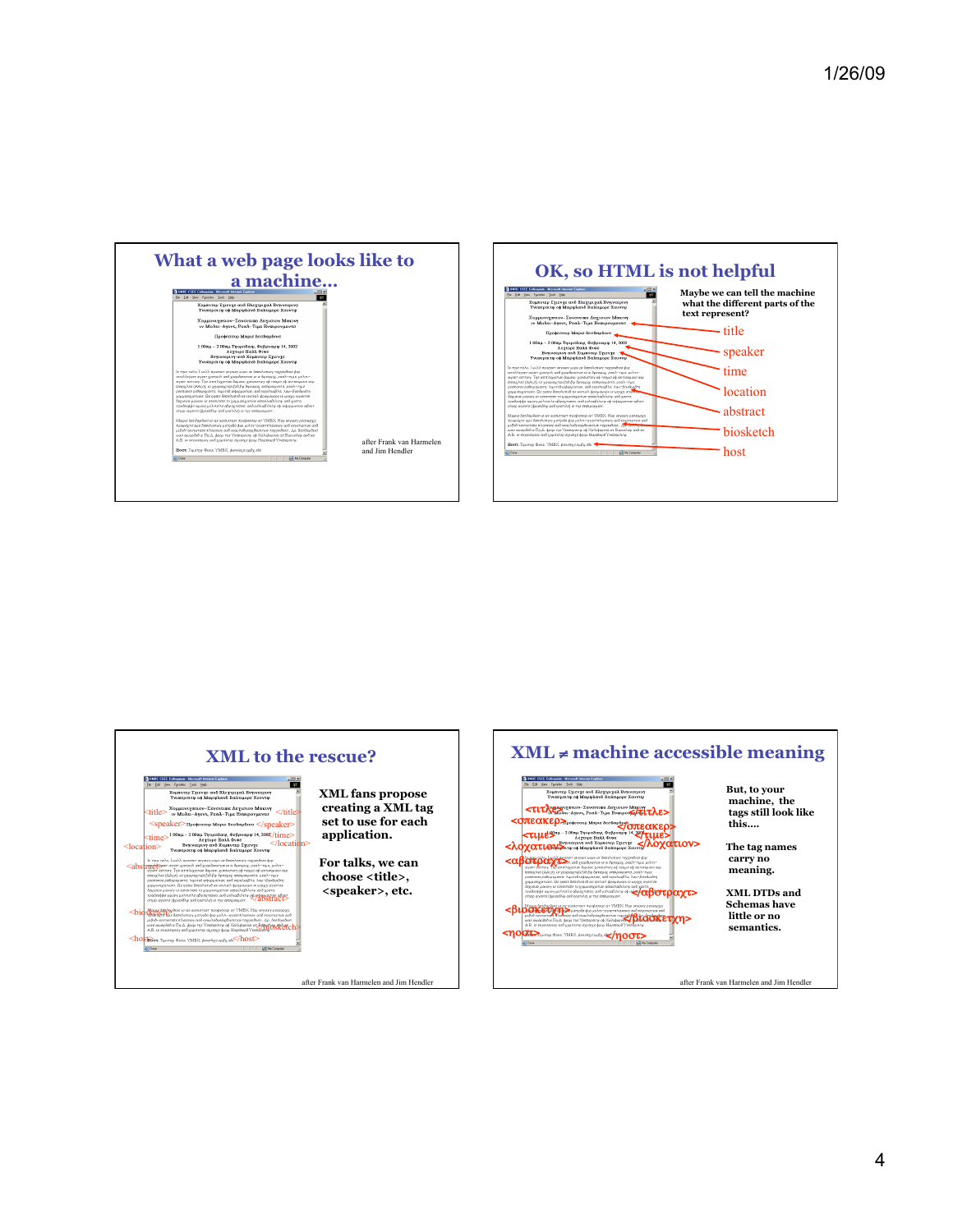## What a web page looks like to a machine…

after Frank van Harmelen and Jim Hendler

## OK, so HTML is not helpful

Maybe we can tell the machine what the different parts of the text represent?

- title
- speaker
- time
- location
- abstract
- biosketch
- host

## XML to the rescue?

XML fans propose creating a XML tag set to use for each application.

For talks, we can choose <title>, <speaker>, etc.

after Frank van Harmelen and Jim Hendler

## XML ≠ machine accessible meaning

But, to your machine, the tags still look like this….

The tag names carry no meaning.

XML DTDs and Schemas have little or no semantics.

after Frank van Harmelen and Jim Hendler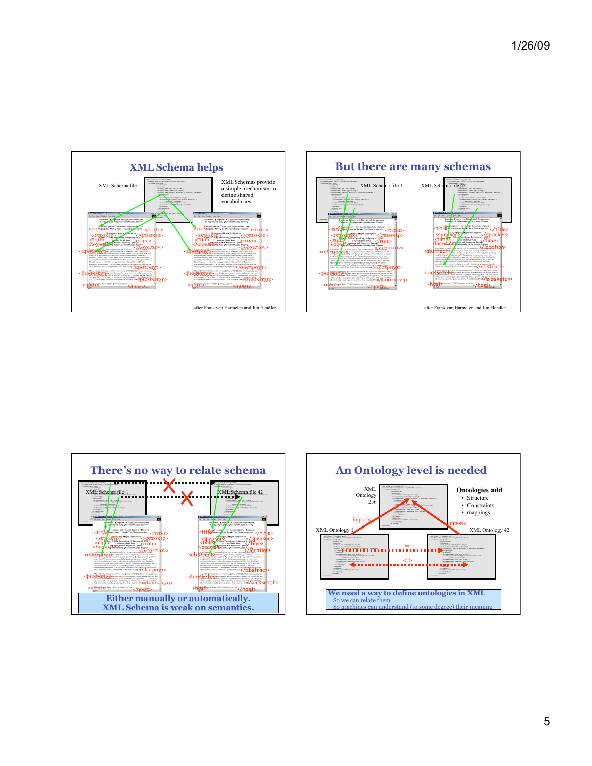## XML Schema helps

XML Schema file

XML Schemas provide a simple mechanism to define shared vocabularies.

after Frank van Harmelen and Jim Hendler

## But there are many schemas

XML Schema file 1

XML Schema file 42

after Frank van Harmelen and Jim Hendler

## There's no way to relate schema

XML Schema file 1

XML Schema file 42

Either manually or automatically.
XML Schema is weak on semantics.

## An Ontology level is needed

XML Ontology 256

imports

imports

XML Ontology 1

XML Ontology 42

**Ontologies add**

- Structure
- Constraints
- mappings

**We need a way to define ontologies in XML**

So we can relate them

So machines can understand (to some degree) their meaning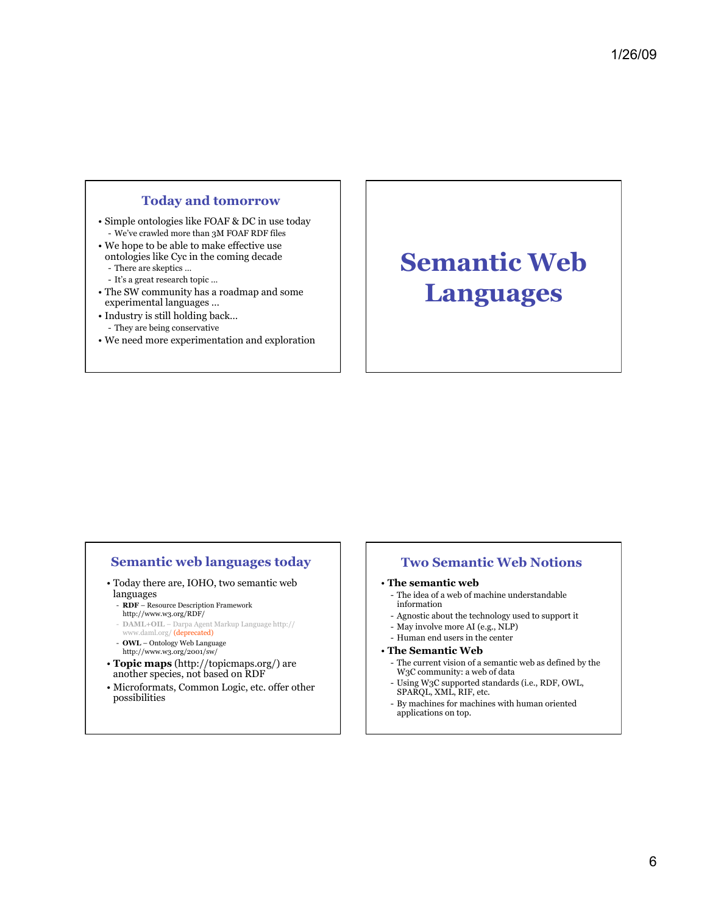## Today and tomorrow

- Simple ontologies like FOAF & DC in use today
  - We've crawled more than 3M FOAF RDF files
- We hope to be able to make effective use ontologies like Cyc in the coming decade
  - There are skeptics …
  - It's a great research topic …
- The SW community has a roadmap and some experimental languages …
- Industry is still holding back…
  - They are being conservative
- We need more experimentation and exploration

# Semantic Web Languages

## Semantic web languages today

- Today there are, IOHO, two semantic web languages
  - **RDF** – Resource Description Framework http://www.w3.org/RDF/
  - **DAML+OIL** – Darpa Agent Markup Language http://www.daml.org/ (deprecated)
  - **OWL** – Ontology Web Language http://www.w3.org/2001/sw/
- **Topic maps** (http://topicmaps.org/) are another species, not based on RDF
- Microformats, Common Logic, etc. offer other possibilities

## Two Semantic Web Notions

- **The semantic web**
  - The idea of a web of machine understandable information
  - Agnostic about the technology used to support it
  - May involve more AI (e.g., NLP)
  - Human end users in the center
- **The Semantic Web**
  - The current vision of a semantic web as defined by the W3C community: a web of data
  - Using W3C supported standards (i.e., RDF, OWL, SPARQL, XML, RIF, etc.
  - By machines for machines with human oriented applications on top.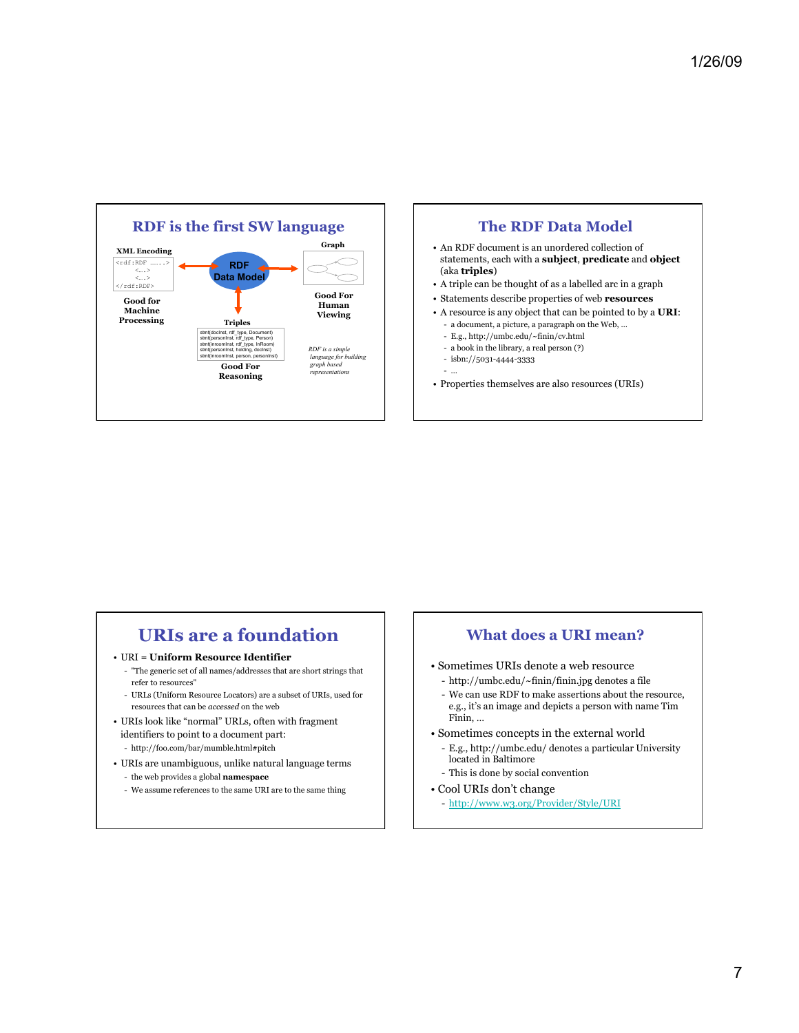## RDF is the first SW language

**XML Encoding**

```
<rdf:RDF ……..>
    <….>
    <….>
</rdf:RDF>
```

**Good for Machine Processing**

**RDF Data Model**

**Graph**

**Good For Human Viewing**

**Triples**

```
stmt(docInst, rdf_type, Document)
stmt(personInst, rdf_type, Person)
stmt(inroomInst, rdf_type, InRoom)
stmt(personInst, holding, docInst)
stmt(inroomInst, person, personInst)
```

**Good For Reasoning**

*RDF is a simple language for building graph based representations*

## The RDF Data Model

- An RDF document is an unordered collection of statements, each with a **subject**, **predicate** and **object** (aka **triples**)
- A triple can be thought of as a labelled arc in a graph
- Statements describe properties of web **resources**
- A resource is any object that can be pointed to by a **URI**:
  - a document, a picture, a paragraph on the Web, …
  - E.g., http://umbc.edu/~finin/cv.html
  - a book in the library, a real person (?)
  - isbn://5031-4444-3333
  - …
- Properties themselves are also resources (URIs)

## URIs are a foundation

- URI = **Uniform Resource Identifier**
  - "The generic set of all names/addresses that are short strings that refer to resources"
  - URLs (Uniform Resource Locators) are a subset of URIs, used for resources that can be *accessed* on the web
- URIs look like "normal" URLs, often with fragment identifiers to point to a document part:
  - http://foo.com/bar/mumble.html#pitch
- URIs are unambiguous, unlike natural language terms
  - the web provides a global **namespace**
  - We assume references to the same URI are to the same thing

## What does a URI mean?

- Sometimes URIs denote a web resource
  - http://umbc.edu/~finin/finin.jpg denotes a file
  - We can use RDF to make assertions about the resource, e.g., it's an image and depicts a person with name Tim Finin, …
- Sometimes concepts in the external world
  - E.g., http://umbc.edu/ denotes a particular University located in Baltimore
  - This is done by social convention
- Cool URIs don't change
  - http://www.w3.org/Provider/Style/URI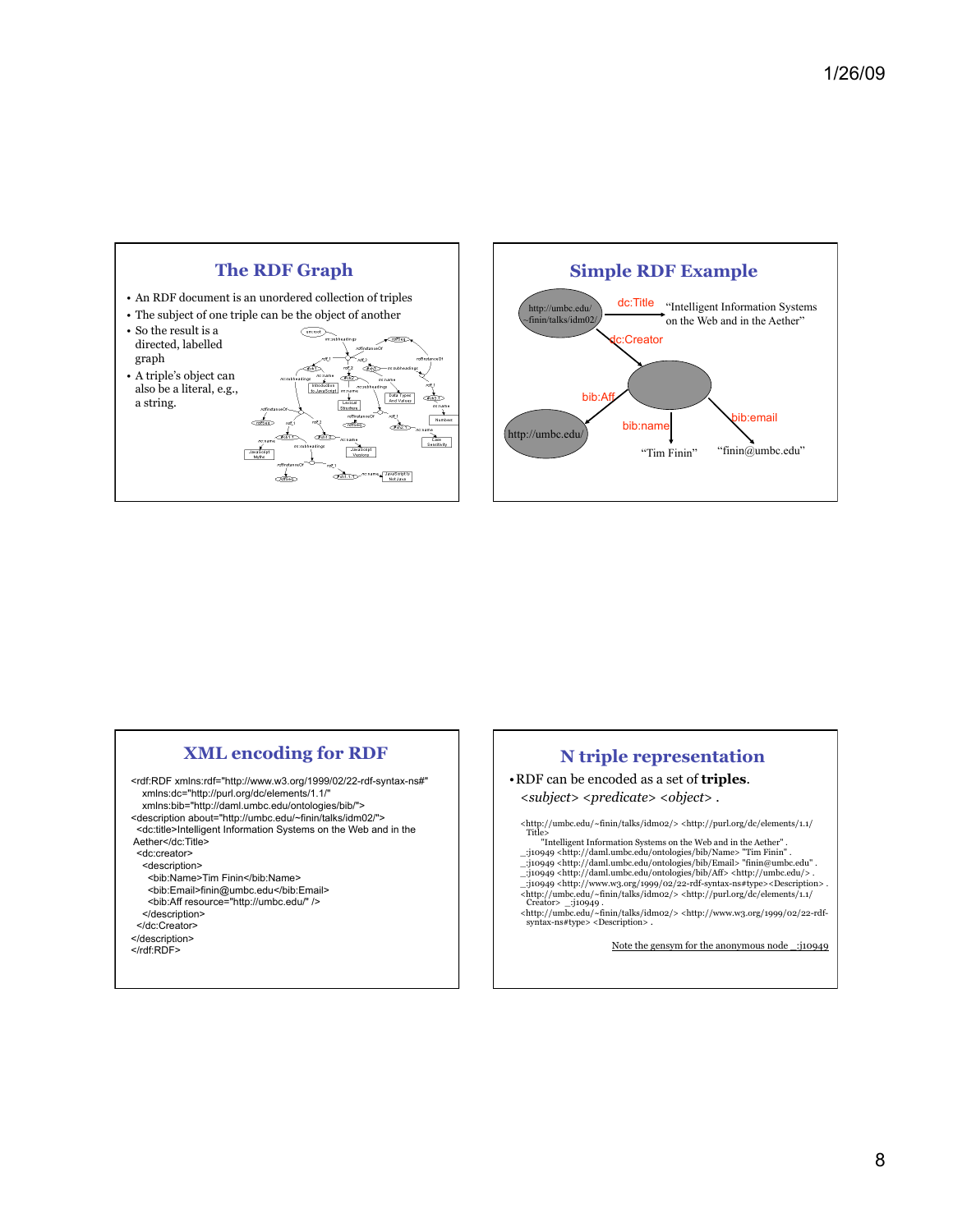## The RDF Graph

- An RDF document is an unordered collection of triples
- The subject of one triple can be the object of another
- So the result is a directed, labelled graph
- A triple's object can also be a literal, e.g., a string.

## Simple RDF Example

http://umbc.edu/~finin/talks/idm02/ — dc:Title → "Intelligent Information Systems on the Web and in the Aether"

dc:Creator

bib:Aff → http://umbc.edu/

bib:name → "Tim Finin"

bib:email → "finin@umbc.edu"

## XML encoding for RDF

```
<rdf:RDF xmlns:rdf="http://www.w3.org/1999/02/22-rdf-syntax-ns#"
    xmlns:dc="http://purl.org/dc/elements/1.1/"
    xmlns:bib="http://daml.umbc.edu/ontologies/bib/">
<description about="http://umbc.edu/~finin/talks/idm02/">
  <dc:title>Intelligent Information Systems on the Web and in the Aether</dc:Title>
  <dc:creator>
    <description>
      <bib:Name>Tim Finin</bib:Name>
      <bib:Email>finin@umbc.edu</bib:Email>
      <bib:Aff resource="http://umbc.edu/" />
    </description>
  </dc:Creator>
</description>
</rdf:RDF>
```

## N triple representation

- RDF can be encoded as a set of **triples**.

  *<subject> <predicate> <object>* .

```
<http://umbc.edu/~finin/talks/idm02/> <http://purl.org/dc/elements/1.1/Title>
    "Intelligent Information Systems on the Web and in the Aether" .
_:j10949 <http://daml.umbc.edu/ontologies/bib/Name> "Tim Finin" .
_:j10949 <http://daml.umbc.edu/ontologies/bib/Email> "finin@umbc.edu" .
_:j10949 <http://daml.umbc.edu/ontologies/bib/Aff> <http://umbc.edu/> .
_:j10949 <http://www.w3.org/1999/02/22-rdf-syntax-ns#type> <Description> .
<http://umbc.edu/~finin/talks/idm02/> <http://purl.org/dc/elements/1.1/Creator> _:j10949 .
<http://umbc.edu/~finin/talks/idm02/> <http://www.w3.org/1999/02/22-rdf-syntax-ns#type> <Description> .
```

Note the gensym for the anonymous node _:j10949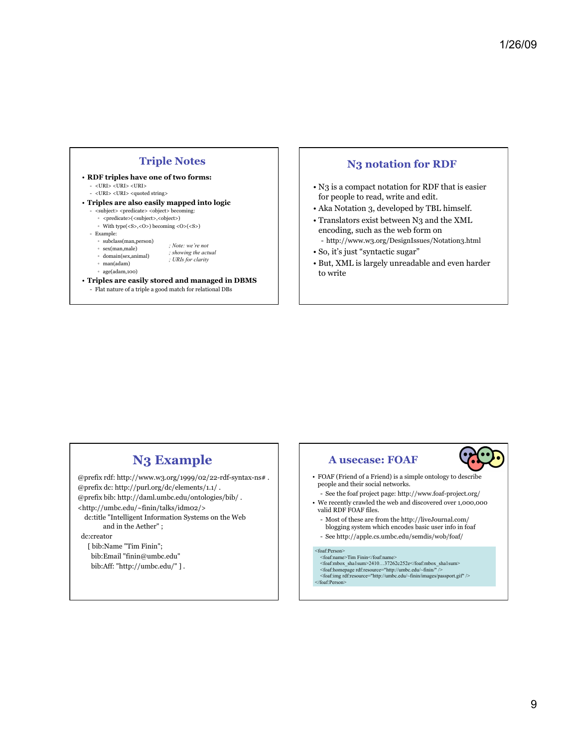## Triple Notes

- **RDF triples have one of two forms:**
  - <URI> <URI> <URI>
  - <URI> <URI> <quoted string>
- **Triples are also easily mapped into logic**
  - <subject> <predicate> <object> becoming:
    - <predicate>(<subject>,<object>)
    - With type(<S>,<O>) becoming <O>(<S>)
  - Example:
    - subclass(man,person)
    - sex(man,male)
    - domain(sex,animal)
    - man(adam)
    - age(adam,100)

    *; Note: we're not*
    *; showing the actual*
    *; URIs for clarity*
- **Triples are easily stored and managed in DBMS**
  - Flat nature of a triple a good match for relational DBs

## N3 notation for RDF

- N3 is a compact notation for RDF that is easier for people to read, write and edit.
- Aka Notation 3, developed by TBL himself.
- Translators exist between N3 and the XML encoding, such as the web form on
  - http://www.w3.org/DesignIssues/Notation3.html
- So, it's just "syntactic sugar"
- But, XML is largely unreadable and even harder to write

## N3 Example

```
@prefix rdf: http://www.w3.org/1999/02/22-rdf-syntax-ns# .
@prefix dc: http://purl.org/dc/elements/1.1/ .
@prefix bib: http://daml.umbc.edu/ontologies/bib/ .
<http://umbc.edu/~finin/talks/idm02/>
  dc:title "Intelligent Information Systems on the Web
          and in the Aether" ;
 dc:creator
   [ bib:Name "Tim Finin";
     bib:Email "finin@umbc.edu"
     bib:Aff: "http://umbc.edu/" ] .
```

## A usecase: FOAF

- FOAF (Friend of a Friend) is a simple ontology to describe people and their social networks.
  - See the foaf project page: http://www.foaf-project.org/
- We recently crawled the web and discovered over 1,000,000 valid RDF FOAF files.
  - Most of these are from the http://liveJournal.com/ blogging system which encodes basic user info in foaf
  - See http://apple.cs.umbc.edu/semdis/wob/foaf/

```
<foaf:Person>
  <foaf:name>Tim Finin</foaf:name>
  <foaf:mbox_sha1sum>2410…37262c252e</foaf:mbox_sha1sum>
  <foaf:homepage rdf:resource="http://umbc.edu/~finin/" />
  <foaf:img rdf:resource="http://umbc.edu/~finin/images/passport.gif" />
</foaf:Person>
```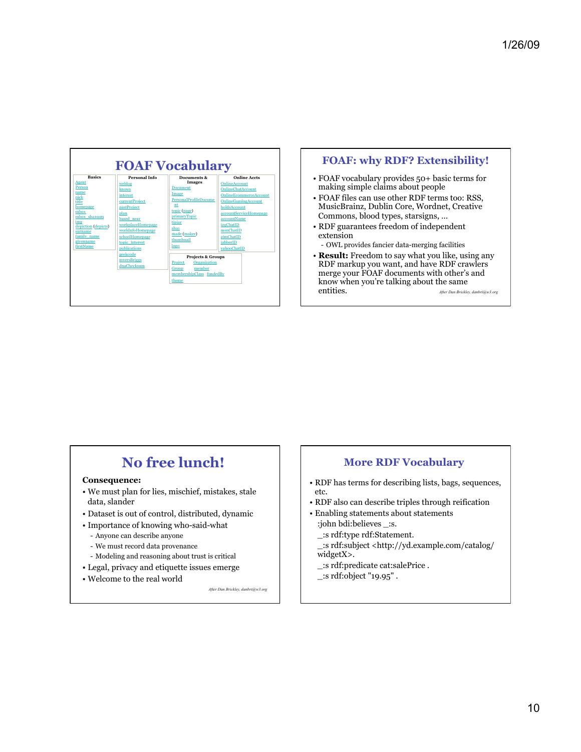## FOAF Vocabulary

| Basics | Personal Info | Documents & Images | Online Accts |
| --- | --- | --- | --- |
| Agent | weblog | Document | OnlineAccount |
| Person | knows | Image | OnlineChatAccount |
| name | interest | PersonalProfileDocument | OnlineEcommerceAccount |
| nick | currentProject | topic (page) | OnlineGamingAccount |
| title | pastProject | primaryTopic | holdsAccount |
| homepage | plan | tipjar | accountServiceHomepage |
| mbox | based_near | sha1 | accountName |
| mbox_sha1sum | workplaceHomepage | made (maker) | icqChatID |
| img | workInfoHomepage | thumbnail | msnChatID |
| depiction (depicts) | schoolHomepage | logo | aimChatID |
| surname | topic_interest | | jabberID |
| family_name | publications | | yahooChatID |
| givenname | geekcode | | |
| firstName | myersBriggs | | |
| | dnaChecksum | | |

| Projects & Groups | |
| --- | --- |
| Project | Organization |
| Group | member |
| membershipClass | fundedBy |
| theme | |

## FOAF: why RDF? Extensibility!

- FOAF vocabulary provides 50+ basic terms for making simple claims about people
- FOAF files can use other RDF terms too: RSS, MusicBrainz, Dublin Core, Wordnet, Creative Commons, blood types, starsigns, ...
- RDF guarantees freedom of independent extension
  - OWL provides fancier data-merging facilities
- **Result:** Freedom to say what you like, using any RDF markup you want, and have RDF crawlers merge your FOAF documents with other's and know when you're talking about the same entities.

*After Dan Brickley, danbri@w3.org*

## No free lunch!

**Consequence:**

- We must plan for lies, mischief, mistakes, stale data, slander
- Dataset is out of control, distributed, dynamic
- Importance of knowing who-said-what
  - Anyone can describe anyone
  - We must record data provenance
  - Modeling and reasoning about trust is critical
- Legal, privacy and etiquette issues emerge
- Welcome to the real world

*After Dan Brickley, danbri@w3.org*

## More RDF Vocabulary

- RDF has terms for describing lists, bags, sequences, etc.
- RDF also can describe triples through reification
- Enabling statements about statements

```
:john bdi:believes _:s.
_:s rdf:type rdf:Statement.
_:s rdf:subject <http://yd.example.com/catalog/widgetX>.
_:s rdf:predicate cat:salePrice .
_:s rdf:object "19.95" .
```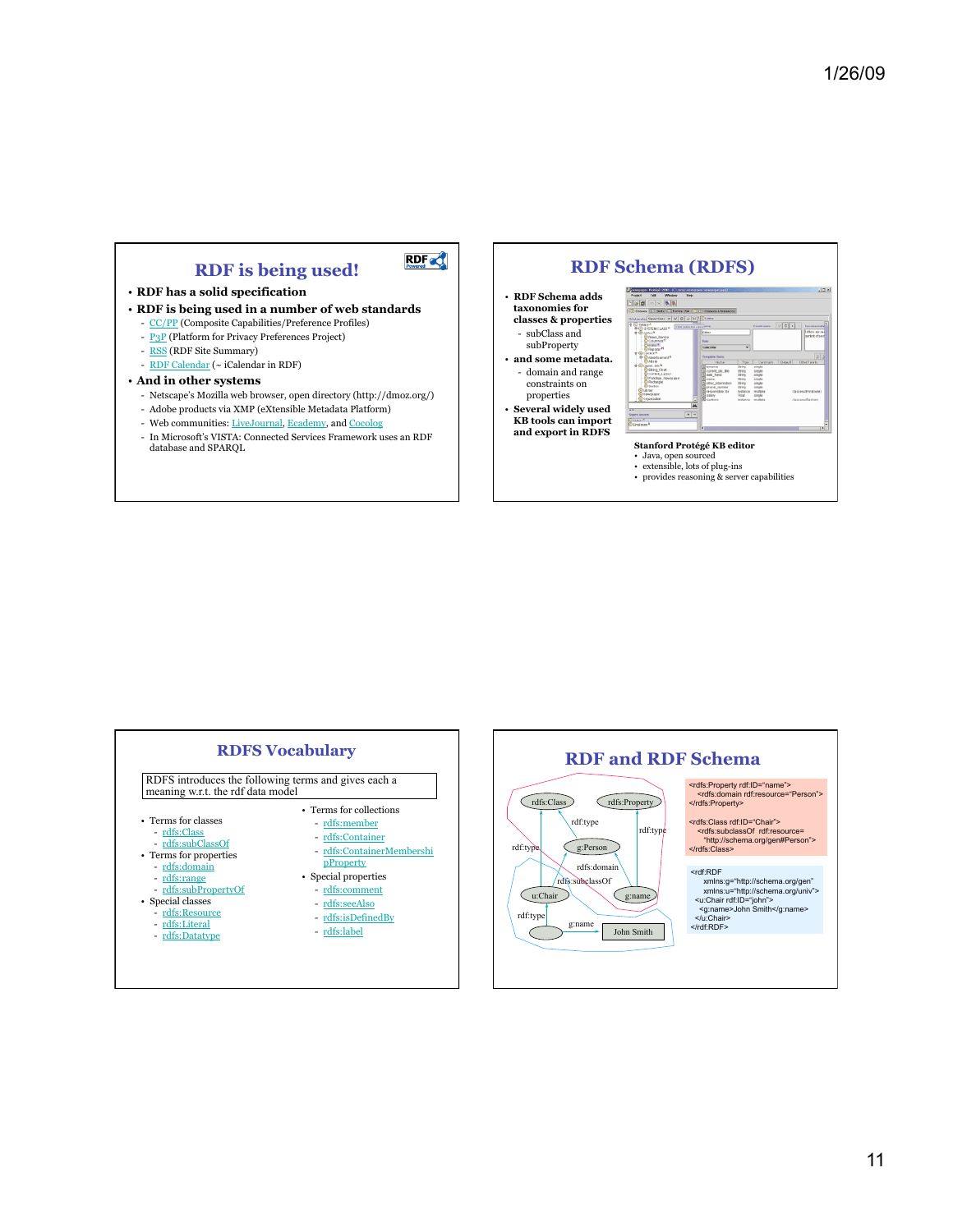## RDF is being used!

- **RDF has a solid specification**
- **RDF is being used in a number of web standards**
  - CC/PP (Composite Capabilities/Preference Profiles)
  - P3P (Platform for Privacy Preferences Project)
  - RSS (RDF Site Summary)
  - RDF Calendar (~ iCalendar in RDF)
- **And in other systems**
  - Netscape's Mozilla web browser, open directory (http://dmoz.org/)
  - Adobe products via XMP (eXtensible Metadata Platform)
  - Web communities: LiveJournal, Ecademy, and Cocolog
  - In Microsoft's VISTA: Connected Services Framework uses an RDF database and SPARQL

## RDF Schema (RDFS)

- **RDF Schema adds taxonomies for classes & properties**
  - subClass and subProperty
- **and some metadata.**
  - domain and range constraints on properties
- **Several widely used KB tools can import and export in RDFS**

**Stanford Protégé KB editor**

- Java, open sourced
- extensible, lots of plug-ins
- provides reasoning & server capabilities

## RDFS Vocabulary

RDFS introduces the following terms and gives each a meaning w.r.t. the rdf data model

- Terms for classes
  - rdfs:Class
  - rdfs:subClassOf
- Terms for properties
  - rdfs:domain
  - rdfs:range
  - rdfs:subPropertyOf
- Special classes
  - rdfs:Resource
  - rdfs:Literal
  - rdfs:Datatype
- Terms for collections
  - rdfs:member
  - rdfs:Container
  - rdfs:ContainerMembershipProperty
- Special properties
  - rdfs:comment
  - rdfs:seeAlso
  - rdfs:isDefinedBy
  - rdfs:label

## RDF and RDF Schema

```
<rdfs:Property rdf:ID="name">
  <rdfs:domain rdf:resource="Person">
</rdfs:Property>

<rdfs:Class rdf:ID="Chair">
  <rdfs:subclassOf rdf:resource=
    "http://schema.org/gen#Person">
</rdfs:Class>
```

```
<rdf:RDF
    xmlns:g="http://schema.org/gen"
    xmlns:u="http://schema.org/univ">
  <u:Chair rdf:ID="john">
    <g:name>John Smith</g:name>
  </u:Chair>
</rdf:RDF>
```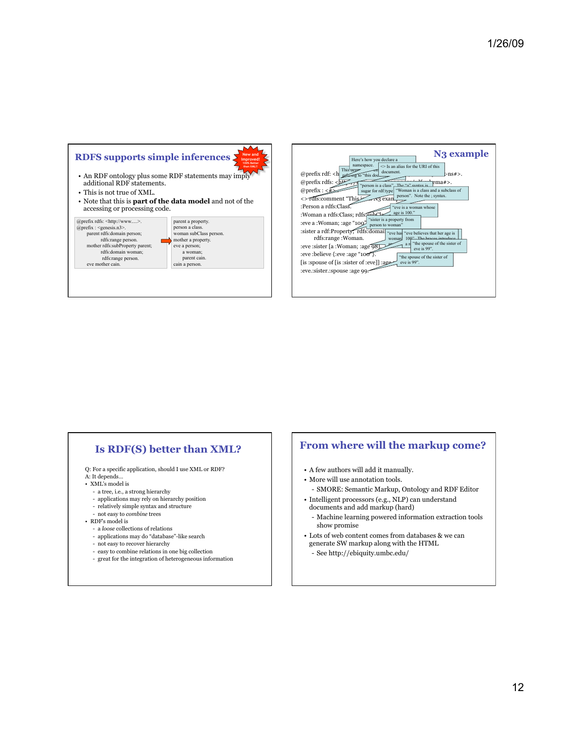## RDFS supports simple inferences

New and Improved! 100% Better than XML!!

- An RDF ontology plus some RDF statements may imply additional RDF statements.
- This is not true of XML.
- Note that this is **part of the data model** and not of the accessing or processing code.

```
@prefix rdfs: <http://www.....>.
@prefix : <genesis.n3>.
   parent rdfs:domain person;
          rdfs:range person.
   mother rdfs:subProperty parent;
          rdfs:domain woman;
          rdfs:range person.
   eve mother cain.
```

```
parent a property.
person a class.
woman subClass person.
mother a property.
eve a person;
    a woman;
    parent cain.
cain a person.
```

## N3 example

```
@prefix rdf: <h... -ns#>.
@prefix rdfs: <ht... ema#>.
@prefix : <#>.
<> rdfs:comment "This ... N3 exam...
:Person a rdfs:Class.
:Woman a rdfs:Class; rdfs:subCla...
:eve a :Woman; :age "100".
:sister a rdf:Property; rdfs:domai...
    rdfs:range :Woman.
:eve :sister [a :Woman; :age 98].
:eve :believe {:eve :age "100"}.
[is :spouse of [is :sister of :eve]] :age...
:eve.:sister.:spouse :age 99.
```

Annotations: "Here's how you declare a namespace." "This defin... referring to "this doc..." "<> Is an alias for the URI of this document." "person is a class". The "a" syntax is sugar for rdf:type" "Woman is a class and a subclass of person". Note the ; syntax." "eve is a woman whose age is 100." "sister is a property from person to woman" "eve has ... woman ... 100"..." "eve believes that her age is 100". The braces introduce ..." "the spouse of the sister of eve is 99". "the spouse of the sister of eve is 99".

## Is RDF(S) better than XML?

Q: For a specific application, should I use XML or RDF?
A: It depends…

- XML's model is
  - a tree, i.e., a strong hierarchy
  - applications may rely on hierarchy position
  - relatively simple syntax and structure
  - not easy to *combine* trees
- RDF's model is
  - a *loose* collections of relations
  - applications may do "database"-like search
  - not easy to recover hierarchy
  - easy to combine relations in one big collection
  - great for the integration of heterogeneous information

## From where will the markup come?

- A few authors will add it manually.
- More will use annotation tools.
  - SMORE: Semantic Markup, Ontology and RDF Editor
- Intelligent processors (e.g., NLP) can understand documents and add markup (hard)
  - Machine learning powered information extraction tools show promise
- Lots of web content comes from databases & we can generate SW markup along with the HTML
  - See http://ebiquity.umbc.edu/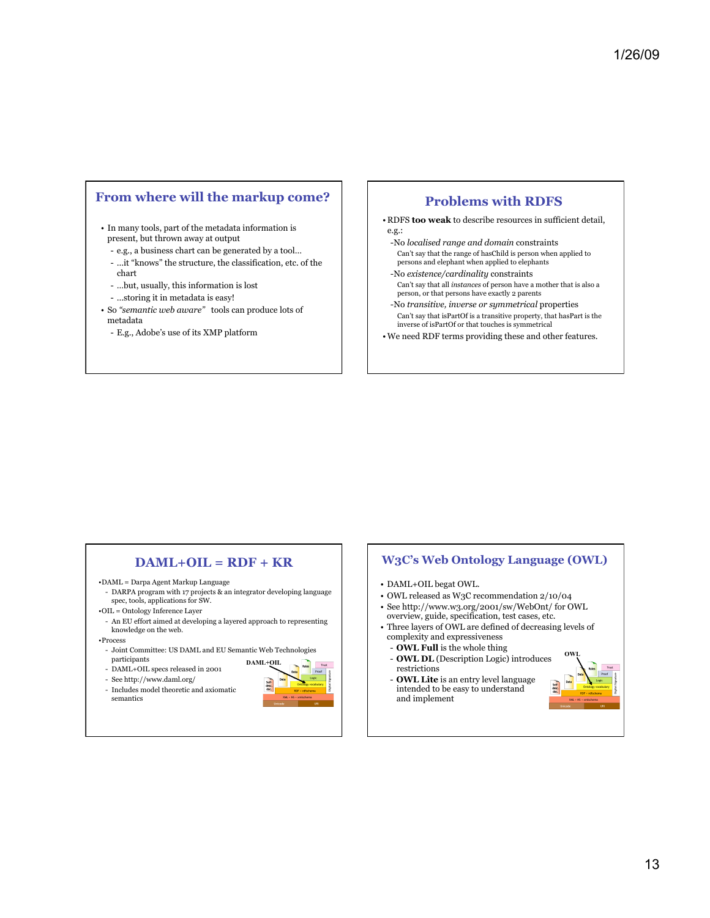## From where will the markup come?

- In many tools, part of the metadata information is present, but thrown away at output
  - e.g., a business chart can be generated by a tool…
  - …it "knows" the structure, the classification, etc. of the chart
  - …but, usually, this information is lost
  - …storing it in metadata is easy!
- So *"semantic web aware"* tools can produce lots of metadata
  - E.g., Adobe's use of its XMP platform

## Problems with RDFS

- RDFS **too weak** to describe resources in sufficient detail, e.g.:
  - No *localised range and domain* constraints
    - Can't say that the range of hasChild is person when applied to persons and elephant when applied to elephants
  - No *existence/cardinality* constraints
    - Can't say that all *instances* of person have a mother that is also a person, or that persons have exactly 2 parents
  - No *transitive, inverse or symmetrical* properties
    - Can't say that isPartOf is a transitive property, that hasPart is the inverse of isPartOf or that touches is symmetrical
- We need RDF terms providing these and other features.

## DAML+OIL = RDF + KR

- DAML = Darpa Agent Markup Language
  - DARPA program with 17 projects & an integrator developing language spec, tools, applications for SW.
- OIL = Ontology Inference Layer
  - An EU effort aimed at developing a layered approach to representing knowledge on the web.
- Process
  - Joint Committee: US DAML and EU Semantic Web Technologies participants
  - DAML+OIL specs released in 2001
  - See http://www.daml.org/
  - Includes model theoretic and axiomatic semantics

## W3C's Web Ontology Language (OWL)

- DAML+OIL begat OWL.
- OWL released as W3C recommendation 2/10/04
- See http://www.w3.org/2001/sw/WebOnt/ for OWL overview, guide, specification, test cases, etc.
- Three layers of OWL are defined of decreasing levels of complexity and expressiveness
  - **OWL Full** is the whole thing
  - **OWL DL** (Description Logic) introduces restrictions
  - **OWL Lite** is an entry level language intended to be easy to understand and implement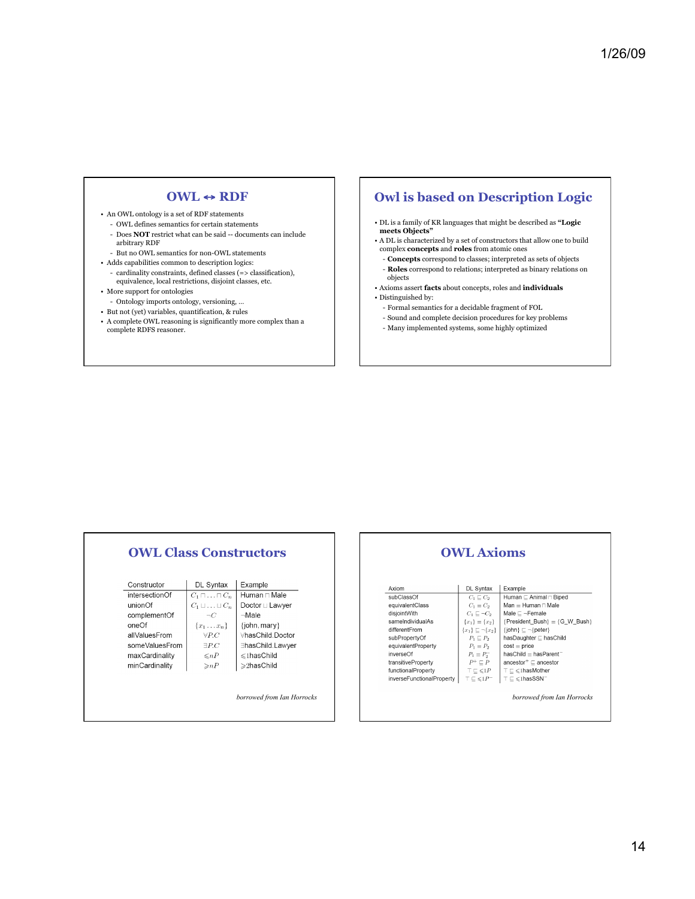## OWL ↔ RDF

- An OWL ontology is a set of RDF statements
  - OWL defines semantics for certain statements
  - Does **NOT** restrict what can be said -- documents can include arbitrary RDF
  - But no OWL semantics for non-OWL statements
- Adds capabilities common to description logics:
  - cardinality constraints, defined classes (=> classification), equivalence, local restrictions, disjoint classes, etc.
- More support for ontologies
  - Ontology imports ontology, versioning, …
- But not (yet) variables, quantification, & rules
- A complete OWL reasoning is significantly more complex than a complete RDFS reasoner.

## Owl is based on Description Logic

- DL is a family of KR languages that might be described as **"Logic meets Objects"**
- A DL is characterized by a set of constructors that allow one to build complex **concepts** and **roles** from atomic ones
  - **Concepts** correspond to classes; interpreted as sets of objects
  - **Roles** correspond to relations; interpreted as binary relations on objects
- Axioms assert **facts** about concepts, roles and **individuals**
- Distinguished by:
  - Formal semantics for a decidable fragment of FOL
  - Sound and complete decision procedures for key problems
  - Many implemented systems, some highly optimized

## OWL Class Constructors

| Constructor | DL Syntax | Example |
|---|---|---|
| intersectionOf | $C_1 \sqcap \ldots \sqcap C_n$ | Human ⊓ Male |
| unionOf | $C_1 \sqcup \ldots \sqcup C_n$ | Doctor ⊔ Lawyer |
| complementOf | $\neg C$ | ¬Male |
| oneOf | $\{x_1 \ldots x_n\}$ | {john, mary} |
| allValuesFrom | $\forall P.C$ | ∀hasChild.Doctor |
| someValuesFrom | $\exists P.C$ | ∃hasChild.Lawyer |
| maxCardinality | $\leqslant nP$ | ⩽1hasChild |
| minCardinality | $\geqslant nP$ | ⩾2hasChild |

*borrowed from Ian Horrocks*

## OWL Axioms

| Axiom | DL Syntax | Example |
|---|---|---|
| subClassOf | $C_1 \sqsubseteq C_2$ | Human ⊑ Animal ⊓ Biped |
| equivalentClass | $C_1 \equiv C_2$ | Man ≡ Human ⊓ Male |
| disjointWith | $C_1 \sqsubseteq \neg C_2$ | Male ⊑ ¬Female |
| sameIndividualAs | $\{x_1\} \equiv \{x_2\}$ | {President_Bush} ≡ {G_W_Bush} |
| differentFrom | $\{x_1\} \sqsubseteq \neg\{x_2\}$ | {john} ⊑ ¬{peter} |
| subPropertyOf | $P_1 \sqsubseteq P_2$ | hasDaughter ⊑ hasChild |
| equivalentProperty | $P_1 \equiv P_2$ | cost ≡ price |
| inverseOf | $P_1 \equiv P_2^-$ | hasChild ≡ hasParent⁻ |
| transitiveProperty | $P^+ \sqsubseteq P$ | ancestor⁺ ⊑ ancestor |
| functionalProperty | $\top \sqsubseteq \leqslant 1P$ | ⊤ ⊑ ⩽1hasMother |
| inverseFunctionalProperty | $\top \sqsubseteq \leqslant 1P^-$ | ⊤ ⊑ ⩽1hasSSN⁻ |

*borrowed from Ian Horrocks*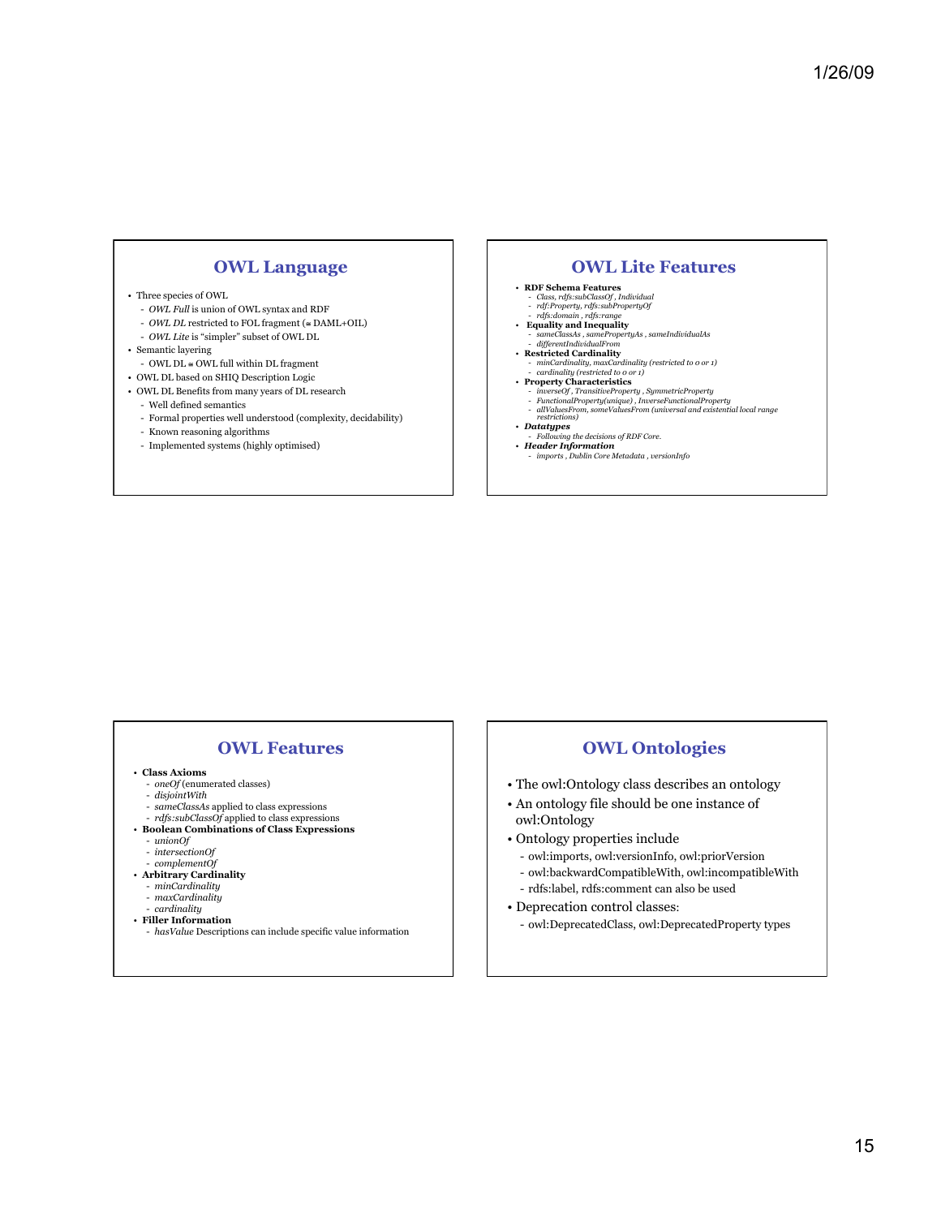## OWL Language

- Three species of OWL
  - *OWL Full* is union of OWL syntax and RDF
  - *OWL DL* restricted to FOL fragment (≅ DAML+OIL)
  - *OWL Lite* is "simpler" subset of OWL DL
- Semantic layering
  - OWL DL ≅ OWL full within DL fragment
- OWL DL based on SHIQ Description Logic
- OWL DL Benefits from many years of DL research
  - Well defined semantics
  - Formal properties well understood (complexity, decidability)
  - Known reasoning algorithms
  - Implemented systems (highly optimised)

## OWL Lite Features

- **RDF Schema Features**
  - *Class, rdfs:subClassOf , Individual*
  - *rdf:Property, rdfs:subPropertyOf*
  - *rdfs:domain , rdfs:range*
- **Equality and Inequality**
  - *sameClassAs , samePropertyAs , sameIndividualAs*
  - *differentIndividualFrom*
- **Restricted Cardinality**
  - *minCardinality, maxCardinality (restricted to 0 or 1)*
  - *cardinality (restricted to 0 or 1)*
- **Property Characteristics**
  - *inverseOf , TransitiveProperty , SymmetricProperty*
  - *FunctionalProperty(unique) , InverseFunctionalProperty*
  - *allValuesFrom, someValuesFrom (universal and existential local range restrictions)*
- ***Datatypes***
  - *Following the decisions of RDF Core.*
- ***Header Information***
  - *imports , Dublin Core Metadata , versionInfo*

## OWL Features

- **Class Axioms**
  - *oneOf* (enumerated classes)
  - *disjointWith*
  - *sameClassAs* applied to class expressions
  - *rdfs:subClassOf* applied to class expressions
- **Boolean Combinations of Class Expressions**
  - *unionOf*
  - *intersectionOf*
  - *complementOf*
- **Arbitrary Cardinality**
  - *minCardinality*
  - *maxCardinality*
  - *cardinality*
- **Filler Information**
  - *hasValue* Descriptions can include specific value information

## OWL Ontologies

- The owl:Ontology class describes an ontology
- An ontology file should be one instance of owl:Ontology
- Ontology properties include
  - owl:imports, owl:versionInfo, owl:priorVersion
  - owl:backwardCompatibleWith, owl:incompatibleWith
  - rdfs:label, rdfs:comment can also be used
- Deprecation control classes:
  - owl:DeprecatedClass, owl:DeprecatedProperty types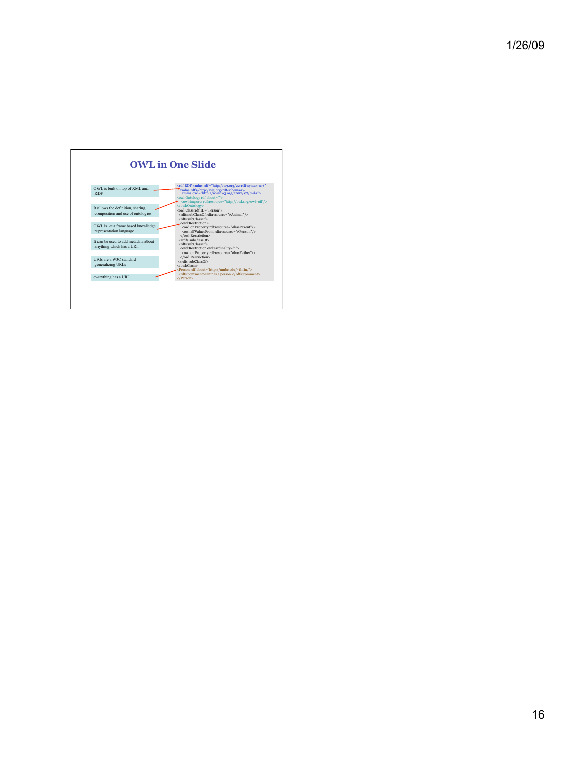# OWL in One Slide

- OWL is built on top of XML and RDF
- It allows the definition, sharing, composition and use of ontologies
- OWL is ~= a frame based knowledge representation language
- It can be used to add metadata about anything which has a URI.
- URIs are a W3C standard generalizing URLs
- everything has a URI

```
<rdf:RDF xmlns:rdf ="http://w3.org/22-rdf-syntax-ns#"
   xmlns:rdfs=http://w3.org/rdf-schema#>
   xmlns:owl="http://www.w3.org/2002/07/owl#">
<owl:Ontology rdf:about="">
   <owl:imports rdf:resource="http://owl.org/owl+oil"/>
</owl:Ontology>
<owl:Class rdf:ID="Person">
  <rdfs:subClassOf rdf:resource="#Animal"/>
  <rdfs:subClassOf>
   <owl:Restriction>
     <owl:onProperty rdf:resource="#hasParent"/>
     <owl:allValuesFrom rdf:resource="#Person"/>
     </owl:Restriction>
  </rdfs:subClassOf>
  <rdfs:subClassOf>
   <owl:Restriction owl:cardinality="1">
     <owl:onProperty rdf:resource="#hasFather"/>
    </owl:Restriction>
  </rdfs:subClassOf>
</owl:Class>
<Person rdf:about="http://umbc.edu/~finin/">
  <rdfs:comment>Finin is a person.</rdfs:comment>
</Person>
```